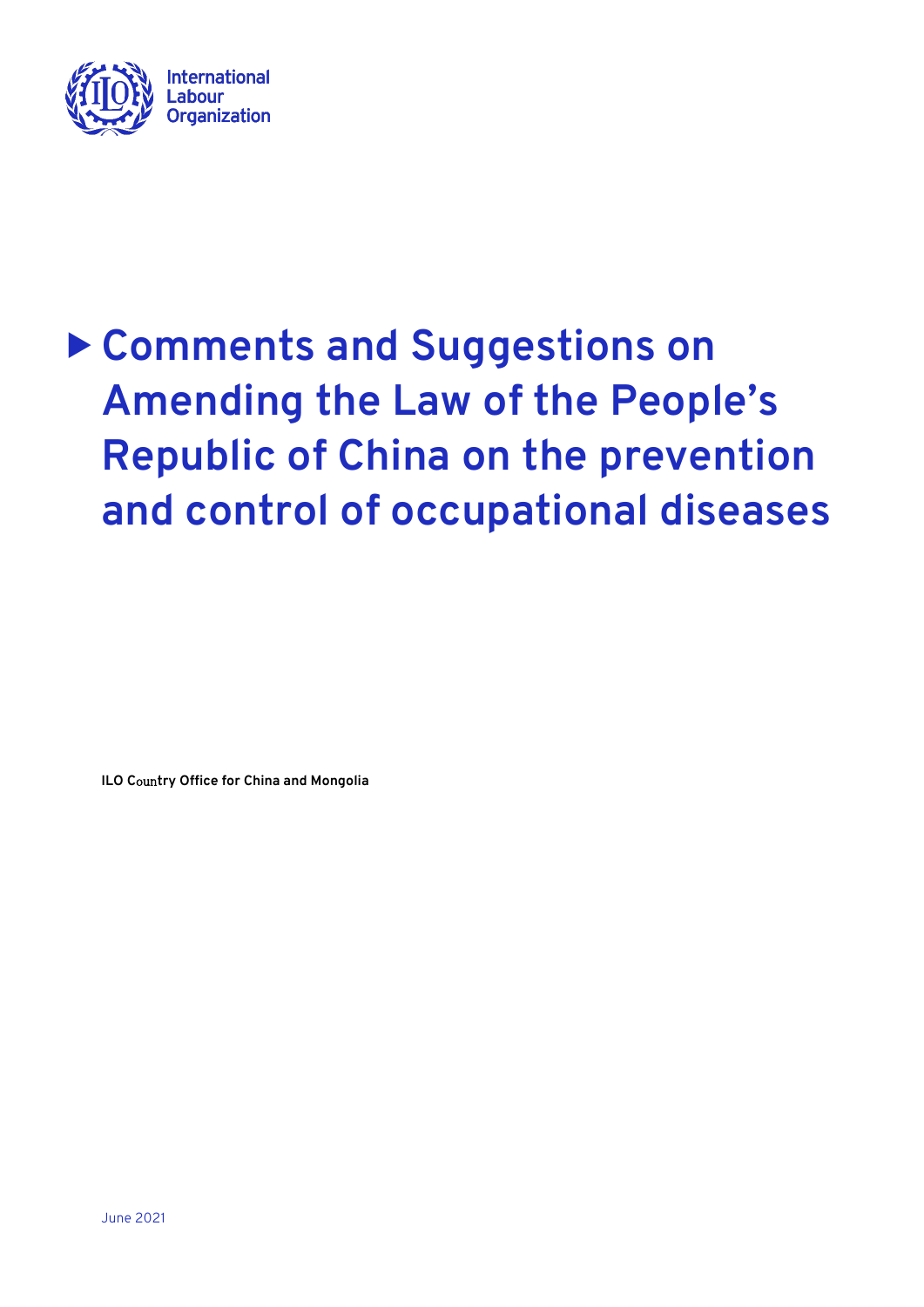International Labour Organization

# Comments and Suggestions on Amending the Law of the People's Republic of China on the prevention and control of occupational diseases

**ILO Country Office for China and Mongolia**

June 2021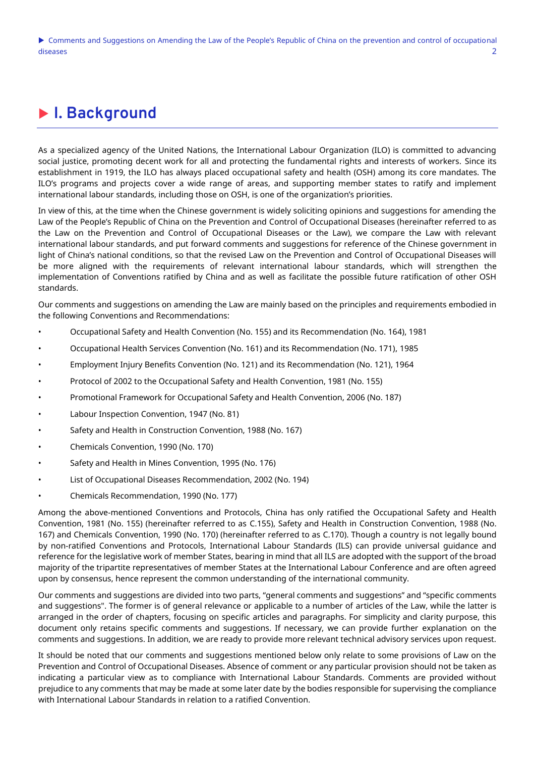# I. Background

As a specialized agency of the United Nations, the International Labour Organization (ILO) is committed to advancing social justice, promoting decent work for all and protecting the fundamental rights and interests of workers. Since its establishment in 1919, the ILO has always placed occupational safety and health (OSH) among its core mandates. The ILO's programs and projects cover a wide range of areas, and supporting member states to ratify and implement international labour standards, including those on OSH, is one of the organization's priorities.

In view of this, at the time when the Chinese government is widely soliciting opinions and suggestions for amending the Law of the People's Republic of China on the Prevention and Control of Occupational Diseases (hereinafter referred to as the Law on the Prevention and Control of Occupational Diseases or the Law), we compare the Law with relevant international labour standards, and put forward comments and suggestions for reference of the Chinese government in light of China's national conditions, so that the revised Law on the Prevention and Control of Occupational Diseases will be more aligned with the requirements of relevant international labour standards, which will strengthen the implementation of Conventions ratified by China and as well as facilitate the possible future ratification of other OSH standards.

Our comments and suggestions on amending the Law are mainly based on the principles and requirements embodied in the following Conventions and Recommendations:

- Occupational Safety and Health Convention (No. 155) and its Recommendation (No. 164), 1981
- Occupational Health Services Convention (No. 161) and its Recommendation (No. 171), 1985
- Employment Injury Benefits Convention (No. 121) and its Recommendation (No. 121), 1964
- Protocol of 2002 to the Occupational Safety and Health Convention, 1981 (No. 155)
- Promotional Framework for Occupational Safety and Health Convention, 2006 (No. 187)
- Labour Inspection Convention, 1947 (No. 81)
- Safety and Health in Construction Convention, 1988 (No. 167)
- Chemicals Convention, 1990 (No. 170)
- Safety and Health in Mines Convention, 1995 (No. 176)
- List of Occupational Diseases Recommendation, 2002 (No. 194)
- Chemicals Recommendation, 1990 (No. 177)

Among the above-mentioned Conventions and Protocols, China has only ratified the Occupational Safety and Health Convention, 1981 (No. 155) (hereinafter referred to as C.155), Safety and Health in Construction Convention, 1988 (No. 167) and Chemicals Convention, 1990 (No. 170) (hereinafter referred to as C.170). Though a country is not legally bound by non-ratified Conventions and Protocols, International Labour Standards (ILS) can provide universal guidance and reference for the legislative work of member States, bearing in mind that all ILS are adopted with the support of the broad majority of the tripartite representatives of member States at the International Labour Conference and are often agreed upon by consensus, hence represent the common understanding of the international community.

Our comments and suggestions are divided into two parts, "general comments and suggestions" and "specific comments and suggestions". The former is of general relevance or applicable to a number of articles of the Law, while the latter is arranged in the order of chapters, focusing on specific articles and paragraphs. For simplicity and clarity purpose, this document only retains specific comments and suggestions. If necessary, we can provide further explanation on the comments and suggestions. In addition, we are ready to provide more relevant technical advisory services upon request.

It should be noted that our comments and suggestions mentioned below only relate to some provisions of Law on the Prevention and Control of Occupational Diseases. Absence of comment or any particular provision should not be taken as indicating a particular view as to compliance with International Labour Standards. Comments are provided without prejudice to any comments that may be made at some later date by the bodies responsible for supervising the compliance with International Labour Standards in relation to a ratified Convention.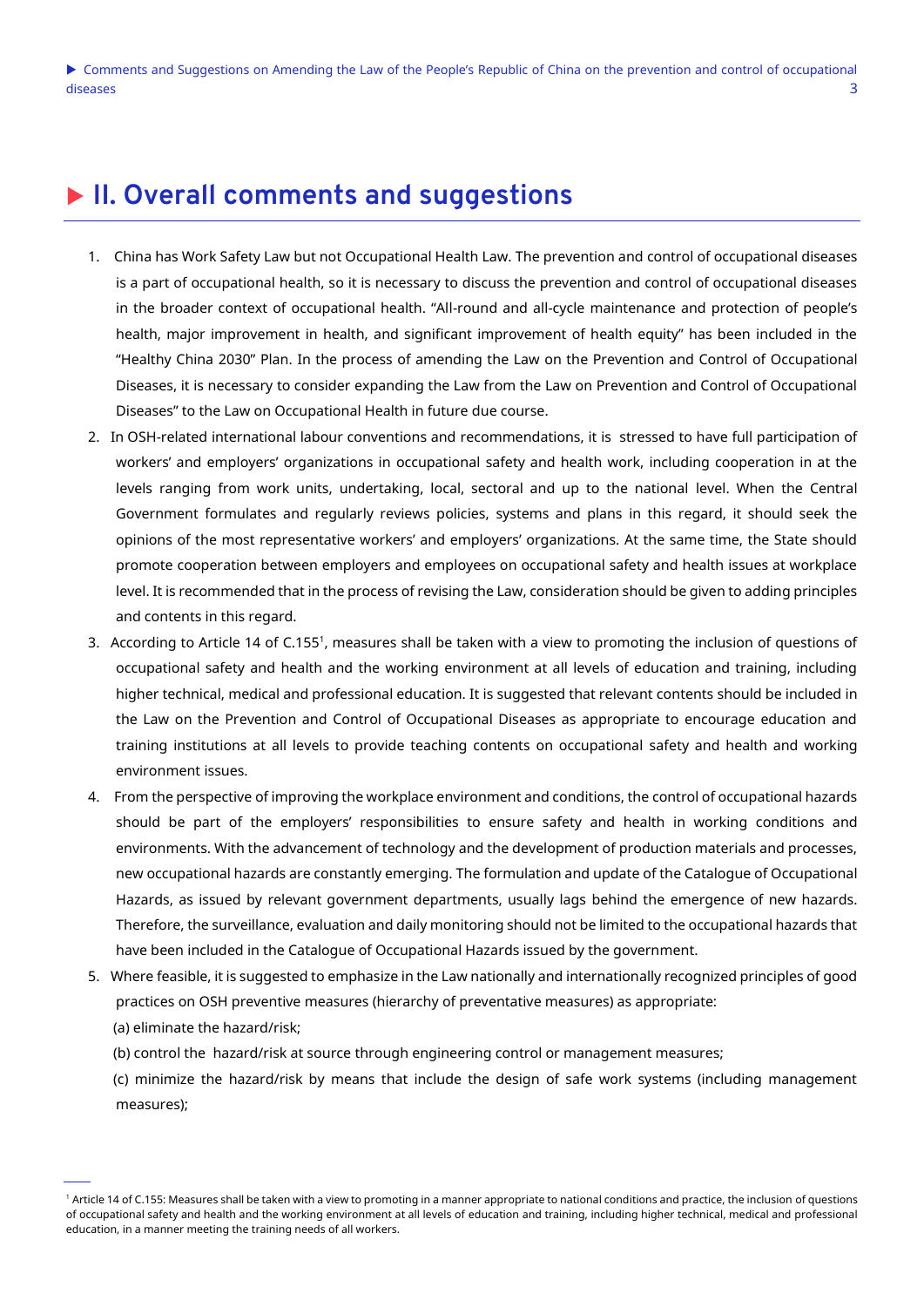## II. Overall comments and suggestions

1. China has Work Safety Law but not Occupational Health Law. The prevention and control of occupational diseases is a part of occupational health, so it is necessary to discuss the prevention and control of occupational diseases in the broader context of occupational health. "All-round and all-cycle maintenance and protection of people's health, major improvement in health, and significant improvement of health equity" has been included in the "Healthy China 2030" Plan. In the process of amending the Law on the Prevention and Control of Occupational Diseases, it is necessary to consider expanding the Law from the Law on Prevention and Control of Occupational Diseases" to the Law on Occupational Health in future due course.
2. In OSH-related international labour conventions and recommendations, it is stressed to have full participation of workers' and employers' organizations in occupational safety and health work, including cooperation in at the levels ranging from work units, undertaking, local, sectoral and up to the national level. When the Central Government formulates and regularly reviews policies, systems and plans in this regard, it should seek the opinions of the most representative workers' and employers' organizations. At the same time, the State should promote cooperation between employers and employees on occupational safety and health issues at workplace level. It is recommended that in the process of revising the Law, consideration should be given to adding principles and contents in this regard.
3. According to Article 14 of C.155[1], measures shall be taken with a view to promoting the inclusion of questions of occupational safety and health and the working environment at all levels of education and training, including higher technical, medical and professional education. It is suggested that relevant contents should be included in the Law on the Prevention and Control of Occupational Diseases as appropriate to encourage education and training institutions at all levels to provide teaching contents on occupational safety and health and working environment issues.
4. From the perspective of improving the workplace environment and conditions, the control of occupational hazards should be part of the employers' responsibilities to ensure safety and health in working conditions and environments. With the advancement of technology and the development of production materials and processes, new occupational hazards are constantly emerging. The formulation and update of the Catalogue of Occupational Hazards, as issued by relevant government departments, usually lags behind the emergence of new hazards. Therefore, the surveillance, evaluation and daily monitoring should not be limited to the occupational hazards that have been included in the Catalogue of Occupational Hazards issued by the government.
5. Where feasible, it is suggested to emphasize in the Law nationally and internationally recognized principles of good practices on OSH preventive measures (hierarchy of preventative measures) as appropriate:

   (a) eliminate the hazard/risk;

   (b) control the hazard/risk at source through engineering control or management measures;

   (c) minimize the hazard/risk by means that include the design of safe work systems (including management measures);

[1] Article 14 of C.155: Measures shall be taken with a view to promoting in a manner appropriate to national conditions and practice, the inclusion of questions of occupational safety and health and the working environment at all levels of education and training, including higher technical, medical and professional education, in a manner meeting the training needs of all workers.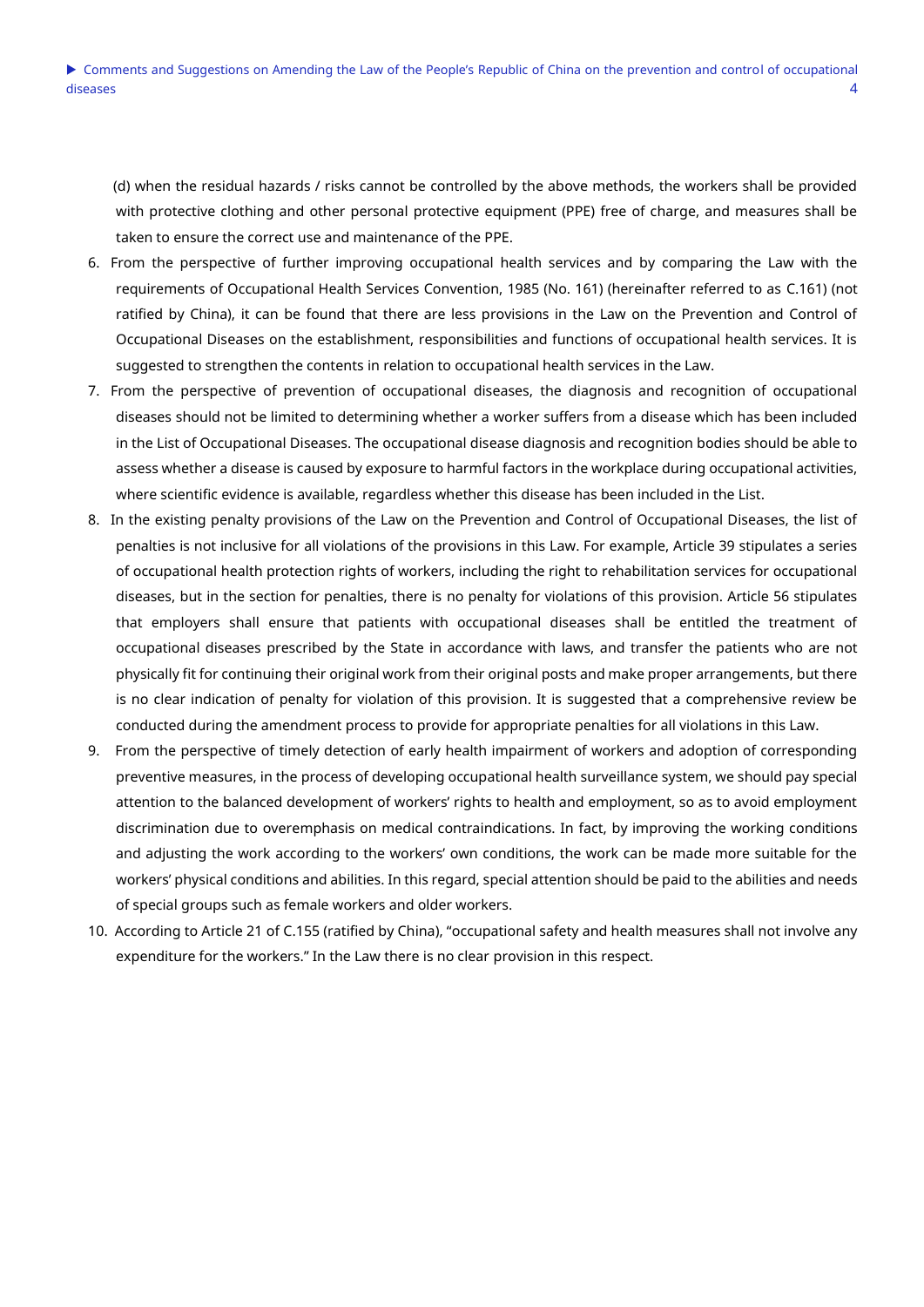(d) when the residual hazards / risks cannot be controlled by the above methods, the workers shall be provided with protective clothing and other personal protective equipment (PPE) free of charge, and measures shall be taken to ensure the correct use and maintenance of the PPE.

6. From the perspective of further improving occupational health services and by comparing the Law with the requirements of Occupational Health Services Convention, 1985 (No. 161) (hereinafter referred to as C.161) (not ratified by China), it can be found that there are less provisions in the Law on the Prevention and Control of Occupational Diseases on the establishment, responsibilities and functions of occupational health services. It is suggested to strengthen the contents in relation to occupational health services in the Law.
7. From the perspective of prevention of occupational diseases, the diagnosis and recognition of occupational diseases should not be limited to determining whether a worker suffers from a disease which has been included in the List of Occupational Diseases. The occupational disease diagnosis and recognition bodies should be able to assess whether a disease is caused by exposure to harmful factors in the workplace during occupational activities, where scientific evidence is available, regardless whether this disease has been included in the List.
8. In the existing penalty provisions of the Law on the Prevention and Control of Occupational Diseases, the list of penalties is not inclusive for all violations of the provisions in this Law. For example, Article 39 stipulates a series of occupational health protection rights of workers, including the right to rehabilitation services for occupational diseases, but in the section for penalties, there is no penalty for violations of this provision. Article 56 stipulates that employers shall ensure that patients with occupational diseases shall be entitled the treatment of occupational diseases prescribed by the State in accordance with laws, and transfer the patients who are not physically fit for continuing their original work from their original posts and make proper arrangements, but there is no clear indication of penalty for violation of this provision. It is suggested that a comprehensive review be conducted during the amendment process to provide for appropriate penalties for all violations in this Law.
9. From the perspective of timely detection of early health impairment of workers and adoption of corresponding preventive measures, in the process of developing occupational health surveillance system, we should pay special attention to the balanced development of workers' rights to health and employment, so as to avoid employment discrimination due to overemphasis on medical contraindications. In fact, by improving the working conditions and adjusting the work according to the workers' own conditions, the work can be made more suitable for the workers' physical conditions and abilities. In this regard, special attention should be paid to the abilities and needs of special groups such as female workers and older workers.
10. According to Article 21 of C.155 (ratified by China), "occupational safety and health measures shall not involve any expenditure for the workers." In the Law there is no clear provision in this respect.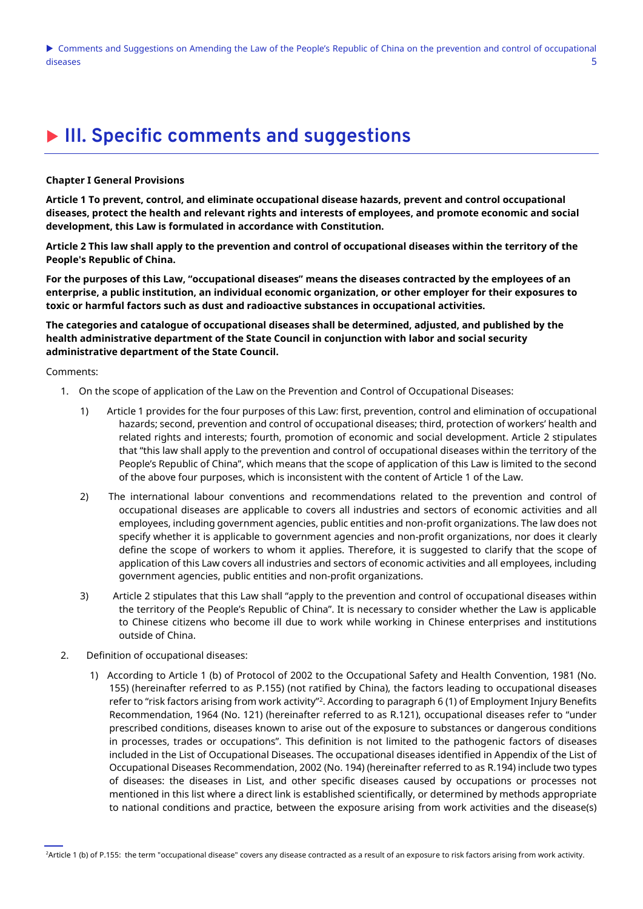# ▶ III. Specific comments and suggestions

**Chapter I General Provisions**

**Article 1 To prevent, control, and eliminate occupational disease hazards, prevent and control occupational diseases, protect the health and relevant rights and interests of employees, and promote economic and social development, this Law is formulated in accordance with Constitution.**

**Article 2 This law shall apply to the prevention and control of occupational diseases within the territory of the People's Republic of China.**

**For the purposes of this Law, "occupational diseases" means the diseases contracted by the employees of an enterprise, a public institution, an individual economic organization, or other employer for their exposures to toxic or harmful factors such as dust and radioactive substances in occupational activities.**

**The categories and catalogue of occupational diseases shall be determined, adjusted, and published by the health administrative department of the State Council in conjunction with labor and social security administrative department of the State Council.**

Comments:

1. On the scope of application of the Law on the Prevention and Control of Occupational Diseases:
    1) Article 1 provides for the four purposes of this Law: first, prevention, control and elimination of occupational hazards; second, prevention and control of occupational diseases; third, protection of workers' health and related rights and interests; fourth, promotion of economic and social development. Article 2 stipulates that "this law shall apply to the prevention and control of occupational diseases within the territory of the People's Republic of China", which means that the scope of application of this Law is limited to the second of the above four purposes, which is inconsistent with the content of Article 1 of the Law.
    2) The international labour conventions and recommendations related to the prevention and control of occupational diseases are applicable to covers all industries and sectors of economic activities and all employees, including government agencies, public entities and non-profit organizations. The law does not specify whether it is applicable to government agencies and non-profit organizations, nor does it clearly define the scope of workers to whom it applies. Therefore, it is suggested to clarify that the scope of application of this Law covers all industries and sectors of economic activities and all employees, including government agencies, public entities and non-profit organizations.
    3) Article 2 stipulates that this Law shall "apply to the prevention and control of occupational diseases within the territory of the People's Republic of China". It is necessary to consider whether the Law is applicable to Chinese citizens who become ill due to work while working in Chinese enterprises and institutions outside of China.
2. Definition of occupational diseases:
    1) According to Article 1 (b) of Protocol of 2002 to the Occupational Safety and Health Convention, 1981 (No. 155) (hereinafter referred to as P.155) (not ratified by China), the factors leading to occupational diseases refer to "risk factors arising from work activity"[2]. According to paragraph 6 (1) of Employment Injury Benefits Recommendation, 1964 (No. 121) (hereinafter referred to as R.121), occupational diseases refer to "under prescribed conditions, diseases known to arise out of the exposure to substances or dangerous conditions in processes, trades or occupations". This definition is not limited to the pathogenic factors of diseases included in the List of Occupational Diseases. The occupational diseases identified in Appendix of the List of Occupational Diseases Recommendation, 2002 (No. 194) (hereinafter referred to as R.194) include two types of diseases: the diseases in List, and other specific diseases caused by occupations or processes not mentioned in this list where a direct link is established scientifically, or determined by methods appropriate to national conditions and practice, between the exposure arising from work activities and the disease(s)

[2]Article 1 (b) of P.155: the term "occupational disease" covers any disease contracted as a result of an exposure to risk factors arising from work activity.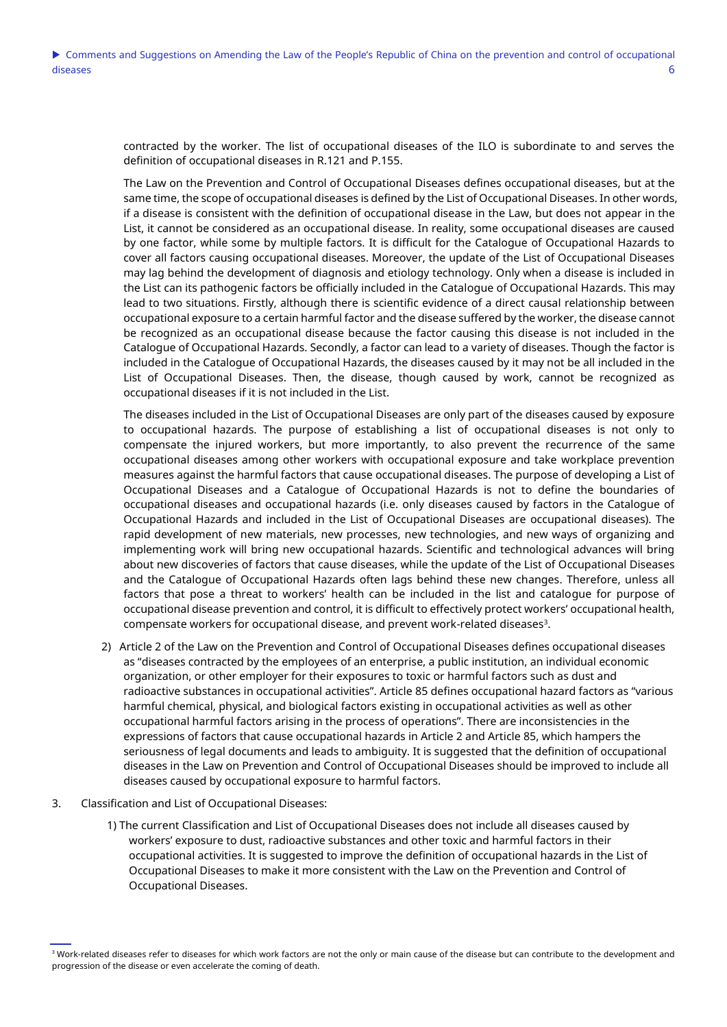contracted by the worker. The list of occupational diseases of the ILO is subordinate to and serves the definition of occupational diseases in R.121 and P.155.

The Law on the Prevention and Control of Occupational Diseases defines occupational diseases, but at the same time, the scope of occupational diseases is defined by the List of Occupational Diseases. In other words, if a disease is consistent with the definition of occupational disease in the Law, but does not appear in the List, it cannot be considered as an occupational disease. In reality, some occupational diseases are caused by one factor, while some by multiple factors. It is difficult for the Catalogue of Occupational Hazards to cover all factors causing occupational diseases. Moreover, the update of the List of Occupational Diseases may lag behind the development of diagnosis and etiology technology. Only when a disease is included in the List can its pathogenic factors be officially included in the Catalogue of Occupational Hazards. This may lead to two situations. Firstly, although there is scientific evidence of a direct causal relationship between occupational exposure to a certain harmful factor and the disease suffered by the worker, the disease cannot be recognized as an occupational disease because the factor causing this disease is not included in the Catalogue of Occupational Hazards. Secondly, a factor can lead to a variety of diseases. Though the factor is included in the Catalogue of Occupational Hazards, the diseases caused by it may not be all included in the List of Occupational Diseases. Then, the disease, though caused by work, cannot be recognized as occupational diseases if it is not included in the List.

The diseases included in the List of Occupational Diseases are only part of the diseases caused by exposure to occupational hazards. The purpose of establishing a list of occupational diseases is not only to compensate the injured workers, but more importantly, to also prevent the recurrence of the same occupational diseases among other workers with occupational exposure and take workplace prevention measures against the harmful factors that cause occupational diseases. The purpose of developing a List of Occupational Diseases and a Catalogue of Occupational Hazards is not to define the boundaries of occupational diseases and occupational hazards (i.e. only diseases caused by factors in the Catalogue of Occupational Hazards and included in the List of Occupational Diseases are occupational diseases). The rapid development of new materials, new processes, new technologies, and new ways of organizing and implementing work will bring new occupational hazards. Scientific and technological advances will bring about new discoveries of factors that cause diseases, while the update of the List of Occupational Diseases and the Catalogue of Occupational Hazards often lags behind these new changes. Therefore, unless all factors that pose a threat to workers' health can be included in the list and catalogue for purpose of occupational disease prevention and control, it is difficult to effectively protect workers' occupational health, compensate workers for occupational disease, and prevent work-related diseases[3].

2) Article 2 of the Law on the Prevention and Control of Occupational Diseases defines occupational diseases as "diseases contracted by the employees of an enterprise, a public institution, an individual economic organization, or other employer for their exposures to toxic or harmful factors such as dust and radioactive substances in occupational activities". Article 85 defines occupational hazard factors as "various harmful chemical, physical, and biological factors existing in occupational activities as well as other occupational harmful factors arising in the process of operations". There are inconsistencies in the expressions of factors that cause occupational hazards in Article 2 and Article 85, which hampers the seriousness of legal documents and leads to ambiguity. It is suggested that the definition of occupational diseases in the Law on Prevention and Control of Occupational Diseases should be improved to include all diseases caused by occupational exposure to harmful factors.

3. Classification and List of Occupational Diseases:

   1) The current Classification and List of Occupational Diseases does not include all diseases caused by workers' exposure to dust, radioactive substances and other toxic and harmful factors in their occupational activities. It is suggested to improve the definition of occupational hazards in the List of Occupational Diseases to make it more consistent with the Law on the Prevention and Control of Occupational Diseases.

[3] Work-related diseases refer to diseases for which work factors are not the only or main cause of the disease but can contribute to the development and progression of the disease or even accelerate the coming of death.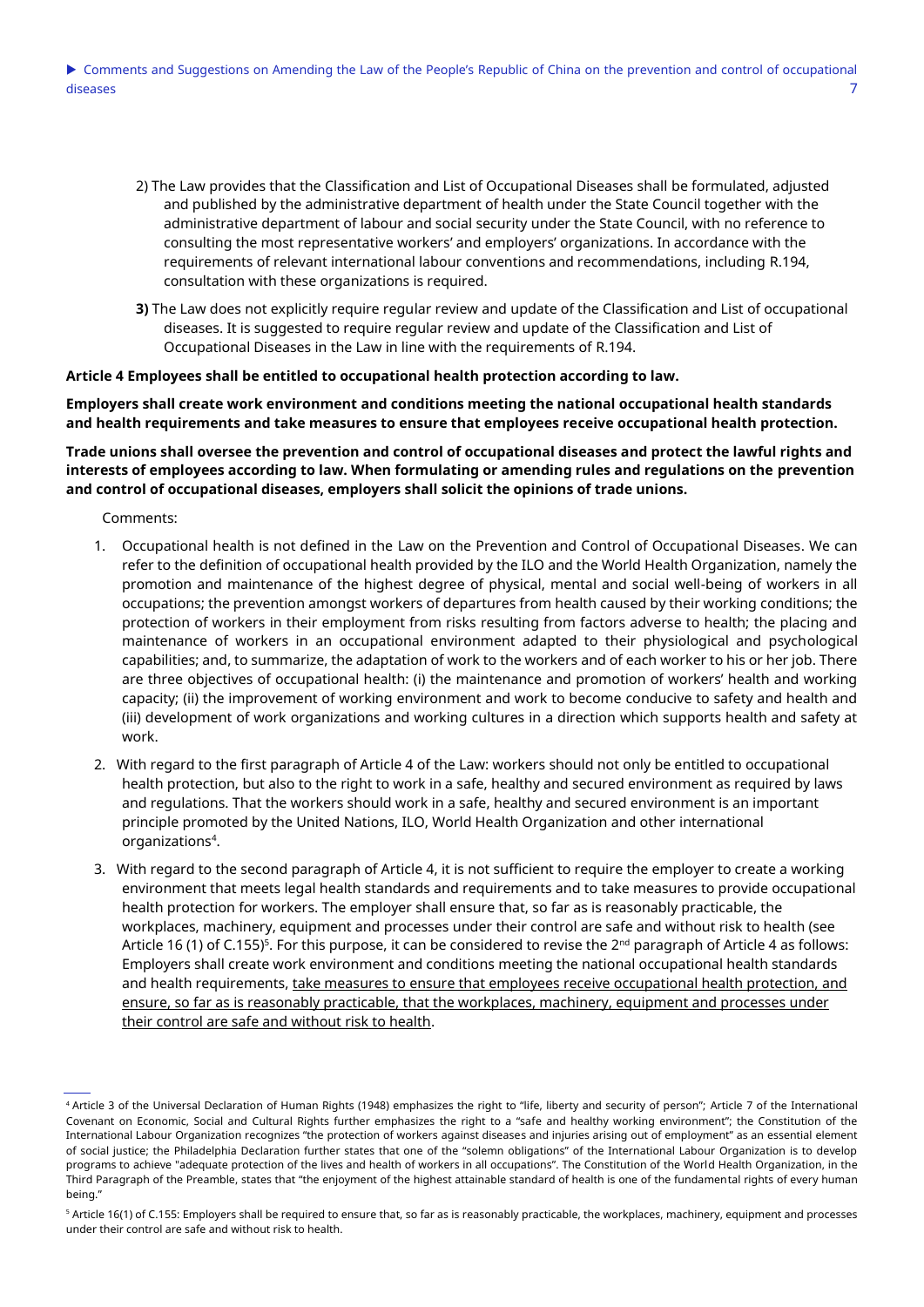2) The Law provides that the Classification and List of Occupational Diseases shall be formulated, adjusted and published by the administrative department of health under the State Council together with the administrative department of labour and social security under the State Council, with no reference to consulting the most representative workers' and employers' organizations. In accordance with the requirements of relevant international labour conventions and recommendations, including R.194, consultation with these organizations is required.

**3)** The Law does not explicitly require regular review and update of the Classification and List of occupational diseases. It is suggested to require regular review and update of the Classification and List of Occupational Diseases in the Law in line with the requirements of R.194.

**Article 4 Employees shall be entitled to occupational health protection according to law.**

**Employers shall create work environment and conditions meeting the national occupational health standards and health requirements and take measures to ensure that employees receive occupational health protection.**

**Trade unions shall oversee the prevention and control of occupational diseases and protect the lawful rights and interests of employees according to law. When formulating or amending rules and regulations on the prevention and control of occupational diseases, employers shall solicit the opinions of trade unions.**

Comments:

1. Occupational health is not defined in the Law on the Prevention and Control of Occupational Diseases. We can refer to the definition of occupational health provided by the ILO and the World Health Organization, namely the promotion and maintenance of the highest degree of physical, mental and social well-being of workers in all occupations; the prevention amongst workers of departures from health caused by their working conditions; the protection of workers in their employment from risks resulting from factors adverse to health; the placing and maintenance of workers in an occupational environment adapted to their physiological and psychological capabilities; and, to summarize, the adaptation of work to the workers and of each worker to his or her job. There are three objectives of occupational health: (i) the maintenance and promotion of workers' health and working capacity; (ii) the improvement of working environment and work to become conducive to safety and health and (iii) development of work organizations and working cultures in a direction which supports health and safety at work.
2. With regard to the first paragraph of Article 4 of the Law: workers should not only be entitled to occupational health protection, but also to the right to work in a safe, healthy and secured environment as required by laws and regulations. That the workers should work in a safe, healthy and secured environment is an important principle promoted by the United Nations, ILO, World Health Organization and other international organizations[4].
3. With regard to the second paragraph of Article 4, it is not sufficient to require the employer to create a working environment that meets legal health standards and requirements and to take measures to provide occupational health protection for workers. The employer shall ensure that, so far as is reasonably practicable, the workplaces, machinery, equipment and processes under their control are safe and without risk to health (see Article 16 (1) of C.155)[5]. For this purpose, it can be considered to revise the 2nd paragraph of Article 4 as follows: Employers shall create work environment and conditions meeting the national occupational health standards and health requirements, <u>take measures to ensure that employees receive occupational health protection, and ensure, so far as is reasonably practicable, that the workplaces, machinery, equipment and processes under their control are safe and without risk to health</u>.

---

[4] Article 3 of the Universal Declaration of Human Rights (1948) emphasizes the right to "life, liberty and security of person"; Article 7 of the International Covenant on Economic, Social and Cultural Rights further emphasizes the right to a "safe and healthy working environment"; the Constitution of the International Labour Organization recognizes "the protection of workers against diseases and injuries arising out of employment" as an essential element of social justice; the Philadelphia Declaration further states that one of the "solemn obligations" of the International Labour Organization is to develop programs to achieve "adequate protection of the lives and health of workers in all occupations". The Constitution of the World Health Organization, in the Third Paragraph of the Preamble, states that "the enjoyment of the highest attainable standard of health is one of the fundamental rights of every human being."

[5] Article 16(1) of C.155: Employers shall be required to ensure that, so far as is reasonably practicable, the workplaces, machinery, equipment and processes under their control are safe and without risk to health.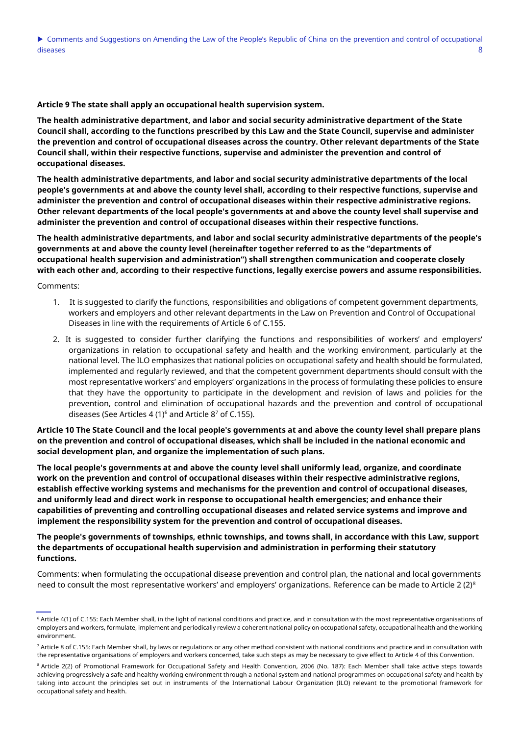**Article 9 The state shall apply an occupational health supervision system.**

**The health administrative department, and labor and social security administrative department of the State Council shall, according to the functions prescribed by this Law and the State Council, supervise and administer the prevention and control of occupational diseases across the country. Other relevant departments of the State Council shall, within their respective functions, supervise and administer the prevention and control of occupational diseases.**

**The health administrative departments, and labor and social security administrative departments of the local people's governments at and above the county level shall, according to their respective functions, supervise and administer the prevention and control of occupational diseases within their respective administrative regions. Other relevant departments of the local people's governments at and above the county level shall supervise and administer the prevention and control of occupational diseases within their respective functions.**

**The health administrative departments, and labor and social security administrative departments of the people's governments at and above the county level (hereinafter together referred to as the "departments of occupational health supervision and administration") shall strengthen communication and cooperate closely with each other and, according to their respective functions, legally exercise powers and assume responsibilities.**

Comments:

1. It is suggested to clarify the functions, responsibilities and obligations of competent government departments, workers and employers and other relevant departments in the Law on Prevention and Control of Occupational Diseases in line with the requirements of Article 6 of C.155.
2. It is suggested to consider further clarifying the functions and responsibilities of workers' and employers' organizations in relation to occupational safety and health and the working environment, particularly at the national level. The ILO emphasizes that national policies on occupational safety and health should be formulated, implemented and regularly reviewed, and that the competent government departments should consult with the most representative workers' and employers' organizations in the process of formulating these policies to ensure that they have the opportunity to participate in the development and revision of laws and policies for the prevention, control and elimination of occupational hazards and the prevention and control of occupational diseases (See Articles 4 (1)[6] and Article 8[7] of C.155).

**Article 10 The State Council and the local people's governments at and above the county level shall prepare plans on the prevention and control of occupational diseases, which shall be included in the national economic and social development plan, and organize the implementation of such plans.**

**The local people's governments at and above the county level shall uniformly lead, organize, and coordinate work on the prevention and control of occupational diseases within their respective administrative regions, establish effective working systems and mechanisms for the prevention and control of occupational diseases, and uniformly lead and direct work in response to occupational health emergencies; and enhance their capabilities of preventing and controlling occupational diseases and related service systems and improve and implement the responsibility system for the prevention and control of occupational diseases.**

**The people's governments of townships, ethnic townships, and towns shall, in accordance with this Law, support the departments of occupational health supervision and administration in performing their statutory functions.**

Comments: when formulating the occupational disease prevention and control plan, the national and local governments need to consult the most representative workers' and employers' organizations. Reference can be made to Article 2 (2)[8]

---

[6] Article 4(1) of C.155: Each Member shall, in the light of national conditions and practice, and in consultation with the most representative organisations of employers and workers, formulate, implement and periodically review a coherent national policy on occupational safety, occupational health and the working environment.

[7] Article 8 of C.155: Each Member shall, by laws or regulations or any other method consistent with national conditions and practice and in consultation with the representative organisations of employers and workers concerned, take such steps as may be necessary to give effect to Article 4 of this Convention.

[8] Article 2(2) of Promotional Framework for Occupational Safety and Health Convention, 2006 (No. 187): Each Member shall take active steps towards achieving progressively a safe and healthy working environment through a national system and national programmes on occupational safety and health by taking into account the principles set out in instruments of the International Labour Organization (ILO) relevant to the promotional framework for occupational safety and health.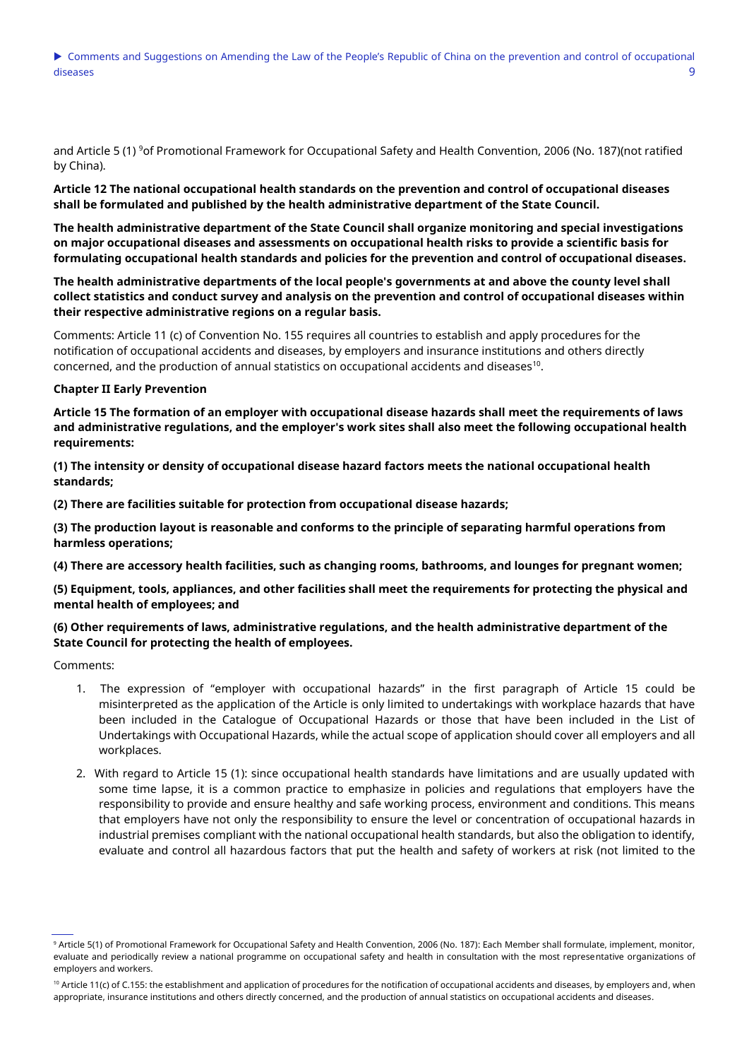and Article 5 (1) [9]of Promotional Framework for Occupational Safety and Health Convention, 2006 (No. 187)(not ratified by China).

**Article 12 The national occupational health standards on the prevention and control of occupational diseases shall be formulated and published by the health administrative department of the State Council.**

**The health administrative department of the State Council shall organize monitoring and special investigations on major occupational diseases and assessments on occupational health risks to provide a scientific basis for formulating occupational health standards and policies for the prevention and control of occupational diseases.**

**The health administrative departments of the local people's governments at and above the county level shall collect statistics and conduct survey and analysis on the prevention and control of occupational diseases within their respective administrative regions on a regular basis.**

Comments: Article 11 (c) of Convention No. 155 requires all countries to establish and apply procedures for the notification of occupational accidents and diseases, by employers and insurance institutions and others directly concerned, and the production of annual statistics on occupational accidents and diseases[10].

**Chapter II Early Prevention**

**Article 15 The formation of an employer with occupational disease hazards shall meet the requirements of laws and administrative regulations, and the employer's work sites shall also meet the following occupational health requirements:**

**(1) The intensity or density of occupational disease hazard factors meets the national occupational health standards;**

**(2) There are facilities suitable for protection from occupational disease hazards;**

**(3) The production layout is reasonable and conforms to the principle of separating harmful operations from harmless operations;**

**(4) There are accessory health facilities, such as changing rooms, bathrooms, and lounges for pregnant women;**

**(5) Equipment, tools, appliances, and other facilities shall meet the requirements for protecting the physical and mental health of employees; and**

**(6) Other requirements of laws, administrative regulations, and the health administrative department of the State Council for protecting the health of employees.**

Comments:

1. The expression of "employer with occupational hazards" in the first paragraph of Article 15 could be misinterpreted as the application of the Article is only limited to undertakings with workplace hazards that have been included in the Catalogue of Occupational Hazards or those that have been included in the List of Undertakings with Occupational Hazards, while the actual scope of application should cover all employers and all workplaces.
2. With regard to Article 15 (1): since occupational health standards have limitations and are usually updated with some time lapse, it is a common practice to emphasize in policies and regulations that employers have the responsibility to provide and ensure healthy and safe working process, environment and conditions. This means that employers have not only the responsibility to ensure the level or concentration of occupational hazards in industrial premises compliant with the national occupational health standards, but also the obligation to identify, evaluate and control all hazardous factors that put the health and safety of workers at risk (not limited to the

---

[9] Article 5(1) of Promotional Framework for Occupational Safety and Health Convention, 2006 (No. 187): Each Member shall formulate, implement, monitor, evaluate and periodically review a national programme on occupational safety and health in consultation with the most representative organizations of employers and workers.

[10] Article 11(c) of C.155: the establishment and application of procedures for the notification of occupational accidents and diseases, by employers and, when appropriate, insurance institutions and others directly concerned, and the production of annual statistics on occupational accidents and diseases.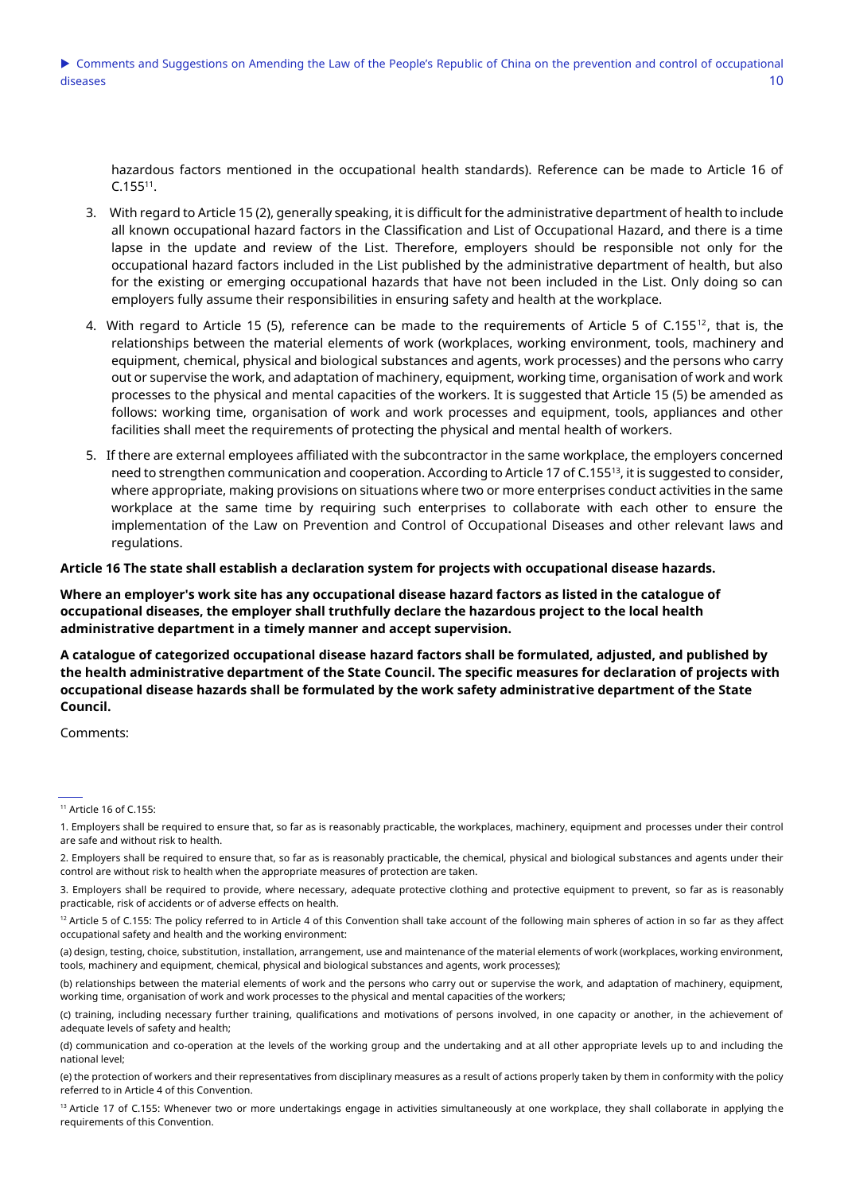hazardous factors mentioned in the occupational health standards). Reference can be made to Article 16 of C.155[11].

3. With regard to Article 15 (2), generally speaking, it is difficult for the administrative department of health to include all known occupational hazard factors in the Classification and List of Occupational Hazard, and there is a time lapse in the update and review of the List. Therefore, employers should be responsible not only for the occupational hazard factors included in the List published by the administrative department of health, but also for the existing or emerging occupational hazards that have not been included in the List. Only doing so can employers fully assume their responsibilities in ensuring safety and health at the workplace.

4. With regard to Article 15 (5), reference can be made to the requirements of Article 5 of C.155[12], that is, the relationships between the material elements of work (workplaces, working environment, tools, machinery and equipment, chemical, physical and biological substances and agents, work processes) and the persons who carry out or supervise the work, and adaptation of machinery, equipment, working time, organisation of work and work processes to the physical and mental capacities of the workers. It is suggested that Article 15 (5) be amended as follows: working time, organisation of work and work processes and equipment, tools, appliances and other facilities shall meet the requirements of protecting the physical and mental health of workers.

5. If there are external employees affiliated with the subcontractor in the same workplace, the employers concerned need to strengthen communication and cooperation. According to Article 17 of C.155[13], it is suggested to consider, where appropriate, making provisions on situations where two or more enterprises conduct activities in the same workplace at the same time by requiring such enterprises to collaborate with each other to ensure the implementation of the Law on Prevention and Control of Occupational Diseases and other relevant laws and regulations.

**Article 16 The state shall establish a declaration system for projects with occupational disease hazards.**

**Where an employer's work site has any occupational disease hazard factors as listed in the catalogue of occupational diseases, the employer shall truthfully declare the hazardous project to the local health administrative department in a timely manner and accept supervision.**

**A catalogue of categorized occupational disease hazard factors shall be formulated, adjusted, and published by the health administrative department of the State Council. The specific measures for declaration of projects with occupational disease hazards shall be formulated by the work safety administrative department of the State Council.**

Comments:

---

[11] Article 16 of C.155:

1. Employers shall be required to ensure that, so far as is reasonably practicable, the workplaces, machinery, equipment and processes under their control are safe and without risk to health.

2. Employers shall be required to ensure that, so far as is reasonably practicable, the chemical, physical and biological substances and agents under their control are without risk to health when the appropriate measures of protection are taken.

3. Employers shall be required to provide, where necessary, adequate protective clothing and protective equipment to prevent, so far as is reasonably practicable, risk of accidents or of adverse effects on health.

[12] Article 5 of C.155: The policy referred to in Article 4 of this Convention shall take account of the following main spheres of action in so far as they affect occupational safety and health and the working environment:

(a) design, testing, choice, substitution, installation, arrangement, use and maintenance of the material elements of work (workplaces, working environment, tools, machinery and equipment, chemical, physical and biological substances and agents, work processes);

(b) relationships between the material elements of work and the persons who carry out or supervise the work, and adaptation of machinery, equipment, working time, organisation of work and work processes to the physical and mental capacities of the workers;

(c) training, including necessary further training, qualifications and motivations of persons involved, in one capacity or another, in the achievement of adequate levels of safety and health;

(d) communication and co-operation at the levels of the working group and the undertaking and at all other appropriate levels up to and including the national level;

(e) the protection of workers and their representatives from disciplinary measures as a result of actions properly taken by them in conformity with the policy referred to in Article 4 of this Convention.

[13] Article 17 of C.155: Whenever two or more undertakings engage in activities simultaneously at one workplace, they shall collaborate in applying the requirements of this Convention.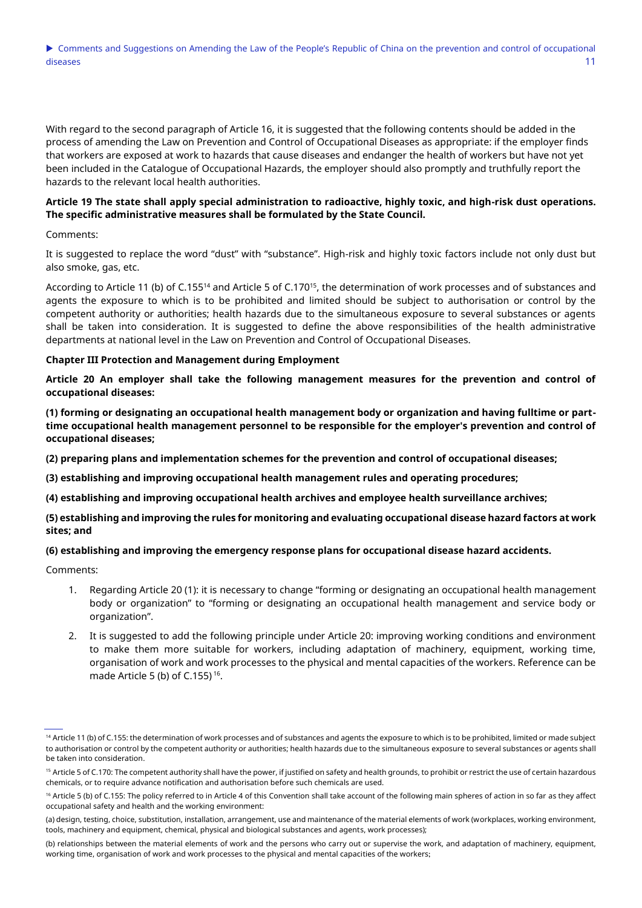With regard to the second paragraph of Article 16, it is suggested that the following contents should be added in the process of amending the Law on Prevention and Control of Occupational Diseases as appropriate: if the employer finds that workers are exposed at work to hazards that cause diseases and endanger the health of workers but have not yet been included in the Catalogue of Occupational Hazards, the employer should also promptly and truthfully report the hazards to the relevant local health authorities.

**Article 19 The state shall apply special administration to radioactive, highly toxic, and high-risk dust operations. The specific administrative measures shall be formulated by the State Council.**

Comments:

It is suggested to replace the word "dust" with "substance". High-risk and highly toxic factors include not only dust but also smoke, gas, etc.

According to Article 11 (b) of C.155[14] and Article 5 of C.170[15], the determination of work processes and of substances and agents the exposure to which is to be prohibited and limited should be subject to authorisation or control by the competent authority or authorities; health hazards due to the simultaneous exposure to several substances or agents shall be taken into consideration. It is suggested to define the above responsibilities of the health administrative departments at national level in the Law on Prevention and Control of Occupational Diseases.

**Chapter III Protection and Management during Employment**

**Article 20 An employer shall take the following management measures for the prevention and control of occupational diseases:**

**(1) forming or designating an occupational health management body or organization and having fulltime or part-time occupational health management personnel to be responsible for the employer's prevention and control of occupational diseases;**

**(2) preparing plans and implementation schemes for the prevention and control of occupational diseases;**

**(3) establishing and improving occupational health management rules and operating procedures;**

**(4) establishing and improving occupational health archives and employee health surveillance archives;**

**(5) establishing and improving the rules for monitoring and evaluating occupational disease hazard factors at work sites; and**

**(6) establishing and improving the emergency response plans for occupational disease hazard accidents.**

Comments:

1. Regarding Article 20 (1): it is necessary to change "forming or designating an occupational health management body or organization" to "forming or designating an occupational health management and service body or organization".
2. It is suggested to add the following principle under Article 20: improving working conditions and environment to make them more suitable for workers, including adaptation of machinery, equipment, working time, organisation of work and work processes to the physical and mental capacities of the workers. Reference can be made Article 5 (b) of C.155) [16].

---

[14] Article 11 (b) of C.155: the determination of work processes and of substances and agents the exposure to which is to be prohibited, limited or made subject to authorisation or control by the competent authority or authorities; health hazards due to the simultaneous exposure to several substances or agents shall be taken into consideration.

[15] Article 5 of C.170: The competent authority shall have the power, if justified on safety and health grounds, to prohibit or restrict the use of certain hazardous chemicals, or to require advance notification and authorisation before such chemicals are used.

[16] Article 5 (b) of C.155: The policy referred to in Article 4 of this Convention shall take account of the following main spheres of action in so far as they affect occupational safety and health and the working environment:

(a) design, testing, choice, substitution, installation, arrangement, use and maintenance of the material elements of work (workplaces, working environment, tools, machinery and equipment, chemical, physical and biological substances and agents, work processes);

(b) relationships between the material elements of work and the persons who carry out or supervise the work, and adaptation of machinery, equipment, working time, organisation of work and work processes to the physical and mental capacities of the workers;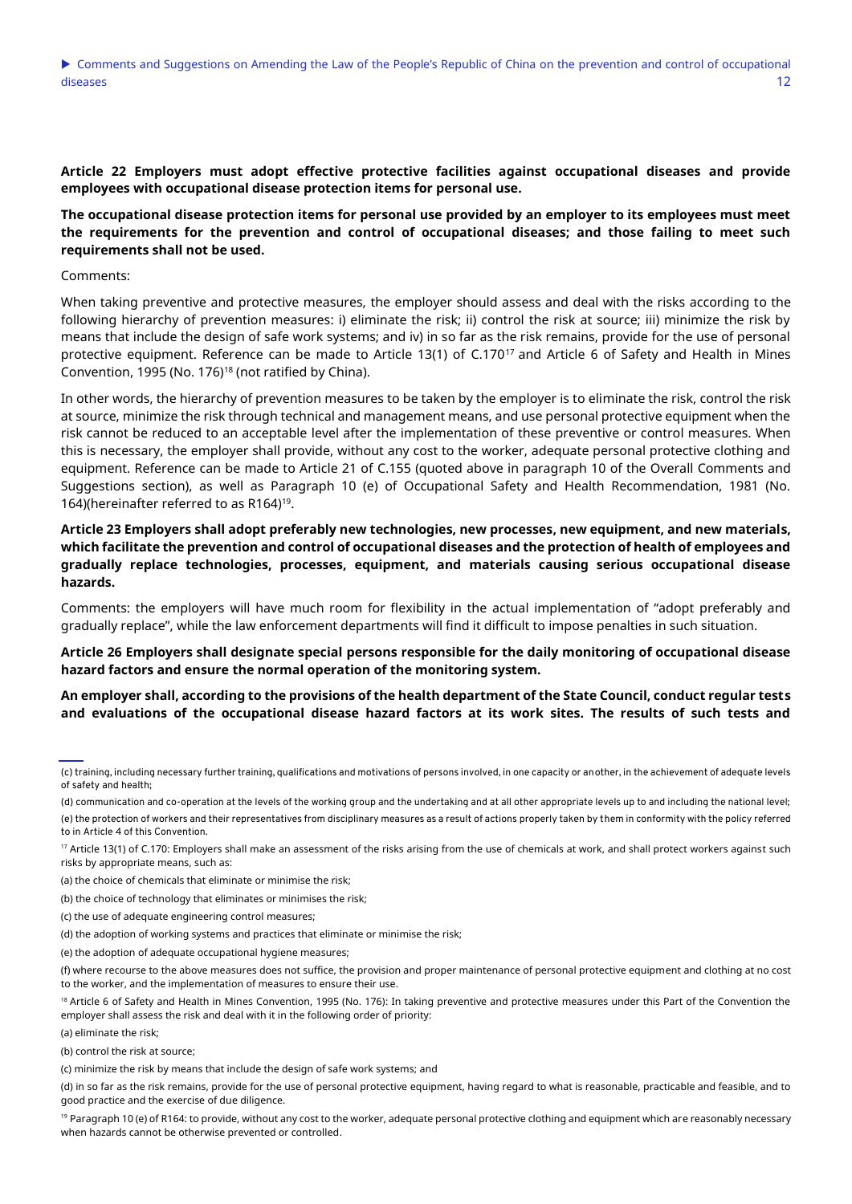**Article 22 Employers must adopt effective protective facilities against occupational diseases and provide employees with occupational disease protection items for personal use.**

**The occupational disease protection items for personal use provided by an employer to its employees must meet the requirements for the prevention and control of occupational diseases; and those failing to meet such requirements shall not be used.**

Comments:

When taking preventive and protective measures, the employer should assess and deal with the risks according to the following hierarchy of prevention measures: i) eliminate the risk; ii) control the risk at source; iii) minimize the risk by means that include the design of safe work systems; and iv) in so far as the risk remains, provide for the use of personal protective equipment. Reference can be made to Article 13(1) of C.170[17] and Article 6 of Safety and Health in Mines Convention, 1995 (No. 176)[18] (not ratified by China).

In other words, the hierarchy of prevention measures to be taken by the employer is to eliminate the risk, control the risk at source, minimize the risk through technical and management means, and use personal protective equipment when the risk cannot be reduced to an acceptable level after the implementation of these preventive or control measures. When this is necessary, the employer shall provide, without any cost to the worker, adequate personal protective clothing and equipment. Reference can be made to Article 21 of C.155 (quoted above in paragraph 10 of the Overall Comments and Suggestions section), as well as Paragraph 10 (e) of Occupational Safety and Health Recommendation, 1981 (No. 164)(hereinafter referred to as R164)[19].

**Article 23 Employers shall adopt preferably new technologies, new processes, new equipment, and new materials, which facilitate the prevention and control of occupational diseases and the protection of health of employees and gradually replace technologies, processes, equipment, and materials causing serious occupational disease hazards.**

Comments: the employers will have much room for flexibility in the actual implementation of "adopt preferably and gradually replace", while the law enforcement departments will find it difficult to impose penalties in such situation.

**Article 26 Employers shall designate special persons responsible for the daily monitoring of occupational disease hazard factors and ensure the normal operation of the monitoring system.**

**An employer shall, according to the provisions of the health department of the State Council, conduct regular tests and evaluations of the occupational disease hazard factors at its work sites. The results of such tests and**

---

(c) training, including necessary further training, qualifications and motivations of persons involved, in one capacity or another, in the achievement of adequate levels of safety and health;

(d) communication and co-operation at the levels of the working group and the undertaking and at all other appropriate levels up to and including the national level;

(e) the protection of workers and their representatives from disciplinary measures as a result of actions properly taken by them in conformity with the policy referred to in Article 4 of this Convention.

[17] Article 13(1) of C.170: Employers shall make an assessment of the risks arising from the use of chemicals at work, and shall protect workers against such risks by appropriate means, such as:

(a) the choice of chemicals that eliminate or minimise the risk;

(b) the choice of technology that eliminates or minimises the risk;

(c) the use of adequate engineering control measures;

(d) the adoption of working systems and practices that eliminate or minimise the risk;

(e) the adoption of adequate occupational hygiene measures;

(f) where recourse to the above measures does not suffice, the provision and proper maintenance of personal protective equipment and clothing at no cost to the worker, and the implementation of measures to ensure their use.

[18] Article 6 of Safety and Health in Mines Convention, 1995 (No. 176): In taking preventive and protective measures under this Part of the Convention the employer shall assess the risk and deal with it in the following order of priority:

(a) eliminate the risk;

(b) control the risk at source;

(c) minimize the risk by means that include the design of safe work systems; and

(d) in so far as the risk remains, provide for the use of personal protective equipment, having regard to what is reasonable, practicable and feasible, and to good practice and the exercise of due diligence.

[19] Paragraph 10 (e) of R164: to provide, without any cost to the worker, adequate personal protective clothing and equipment which are reasonably necessary when hazards cannot be otherwise prevented or controlled.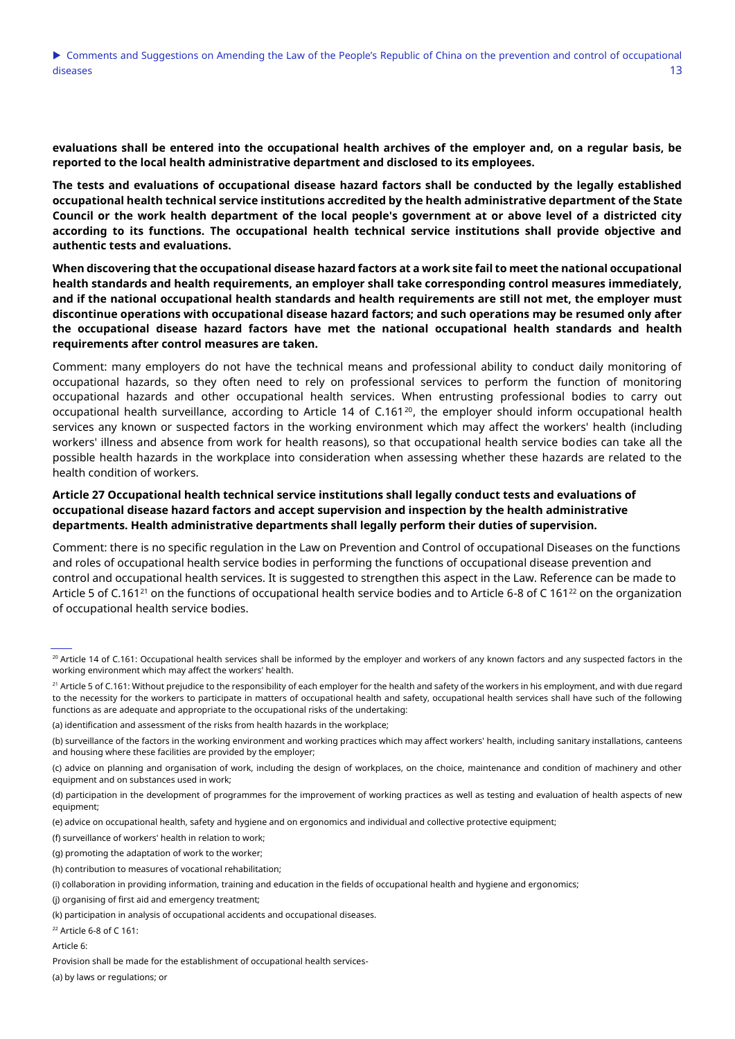**evaluations shall be entered into the occupational health archives of the employer and, on a regular basis, be reported to the local health administrative department and disclosed to its employees.**

**The tests and evaluations of occupational disease hazard factors shall be conducted by the legally established occupational health technical service institutions accredited by the health administrative department of the State Council or the work health department of the local people's government at or above level of a districted city according to its functions. The occupational health technical service institutions shall provide objective and authentic tests and evaluations.**

**When discovering that the occupational disease hazard factors at a work site fail to meet the national occupational health standards and health requirements, an employer shall take corresponding control measures immediately, and if the national occupational health standards and health requirements are still not met, the employer must discontinue operations with occupational disease hazard factors; and such operations may be resumed only after the occupational disease hazard factors have met the national occupational health standards and health requirements after control measures are taken.**

Comment: many employers do not have the technical means and professional ability to conduct daily monitoring of occupational hazards, so they often need to rely on professional services to perform the function of monitoring occupational hazards and other occupational health services. When entrusting professional bodies to carry out occupational health surveillance, according to Article 14 of C.161[20], the employer should inform occupational health services any known or suspected factors in the working environment which may affect the workers' health (including workers' illness and absence from work for health reasons), so that occupational health service bodies can take all the possible health hazards in the workplace into consideration when assessing whether these hazards are related to the health condition of workers.

**Article 27 Occupational health technical service institutions shall legally conduct tests and evaluations of occupational disease hazard factors and accept supervision and inspection by the health administrative departments. Health administrative departments shall legally perform their duties of supervision.**

Comment: there is no specific regulation in the Law on Prevention and Control of occupational Diseases on the functions and roles of occupational health service bodies in performing the functions of occupational disease prevention and control and occupational health services. It is suggested to strengthen this aspect in the Law. Reference can be made to Article 5 of C.161[21] on the functions of occupational health service bodies and to Article 6-8 of C 161[22] on the organization of occupational health service bodies.

---

[20] Article 14 of C.161: Occupational health services shall be informed by the employer and workers of any known factors and any suspected factors in the working environment which may affect the workers' health.

[21] Article 5 of C.161: Without prejudice to the responsibility of each employer for the health and safety of the workers in his employment, and with due regard to the necessity for the workers to participate in matters of occupational health and safety, occupational health services shall have such of the following functions as are adequate and appropriate to the occupational risks of the undertaking:

(a) identification and assessment of the risks from health hazards in the workplace;

(b) surveillance of the factors in the working environment and working practices which may affect workers' health, including sanitary installations, canteens and housing where these facilities are provided by the employer;

(c) advice on planning and organisation of work, including the design of workplaces, on the choice, maintenance and condition of machinery and other equipment and on substances used in work;

(d) participation in the development of programmes for the improvement of working practices as well as testing and evaluation of health aspects of new equipment;

(e) advice on occupational health, safety and hygiene and on ergonomics and individual and collective protective equipment;

(f) surveillance of workers' health in relation to work;

(g) promoting the adaptation of work to the worker;

(h) contribution to measures of vocational rehabilitation;

(i) collaboration in providing information, training and education in the fields of occupational health and hygiene and ergonomics;

(j) organising of first aid and emergency treatment;

(k) participation in analysis of occupational accidents and occupational diseases.

[22] Article 6-8 of C 161:

Article 6:

Provision shall be made for the establishment of occupational health services-

(a) by laws or regulations; or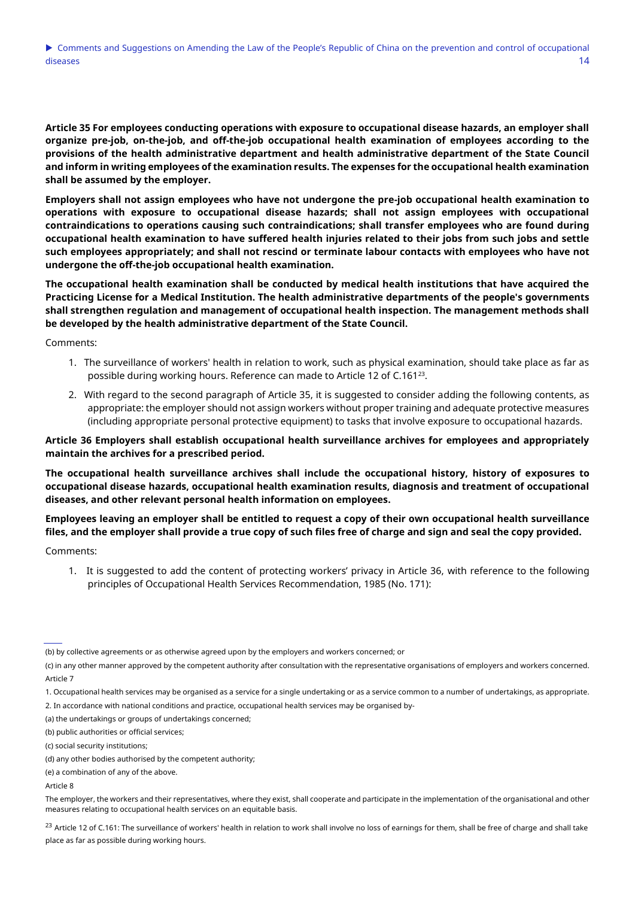**Article 35 For employees conducting operations with exposure to occupational disease hazards, an employer shall organize pre-job, on-the-job, and off-the-job occupational health examination of employees according to the provisions of the health administrative department and health administrative department of the State Council and inform in writing employees of the examination results. The expenses for the occupational health examination shall be assumed by the employer.**

**Employers shall not assign employees who have not undergone the pre-job occupational health examination to operations with exposure to occupational disease hazards; shall not assign employees with occupational contraindications to operations causing such contraindications; shall transfer employees who are found during occupational health examination to have suffered health injuries related to their jobs from such jobs and settle such employees appropriately; and shall not rescind or terminate labour contacts with employees who have not undergone the off-the-job occupational health examination.**

**The occupational health examination shall be conducted by medical health institutions that have acquired the Practicing License for a Medical Institution. The health administrative departments of the people's governments shall strengthen regulation and management of occupational health inspection. The management methods shall be developed by the health administrative department of the State Council.**

Comments:

1. The surveillance of workers' health in relation to work, such as physical examination, should take place as far as possible during working hours. Reference can made to Article 12 of C.161[23].
2. With regard to the second paragraph of Article 35, it is suggested to consider adding the following contents, as appropriate: the employer should not assign workers without proper training and adequate protective measures (including appropriate personal protective equipment) to tasks that involve exposure to occupational hazards.

**Article 36 Employers shall establish occupational health surveillance archives for employees and appropriately maintain the archives for a prescribed period.**

**The occupational health surveillance archives shall include the occupational history, history of exposures to occupational disease hazards, occupational health examination results, diagnosis and treatment of occupational diseases, and other relevant personal health information on employees.**

**Employees leaving an employer shall be entitled to request a copy of their own occupational health surveillance files, and the employer shall provide a true copy of such files free of charge and sign and seal the copy provided.**

Comments:

1. It is suggested to add the content of protecting workers' privacy in Article 36, with reference to the following principles of Occupational Health Services Recommendation, 1985 (No. 171):

---

(b) by collective agreements or as otherwise agreed upon by the employers and workers concerned; or

(c) in any other manner approved by the competent authority after consultation with the representative organisations of employers and workers concerned.

Article 7

1. Occupational health services may be organised as a service for a single undertaking or as a service common to a number of undertakings, as appropriate.

2. In accordance with national conditions and practice, occupational health services may be organised by-

(a) the undertakings or groups of undertakings concerned;

(b) public authorities or official services;

(c) social security institutions;

(d) any other bodies authorised by the competent authority;

(e) a combination of any of the above.

Article 8

The employer, the workers and their representatives, where they exist, shall cooperate and participate in the implementation of the organisational and other measures relating to occupational health services on an equitable basis.

[23] Article 12 of C.161: The surveillance of workers' health in relation to work shall involve no loss of earnings for them, shall be free of charge and shall take place as far as possible during working hours.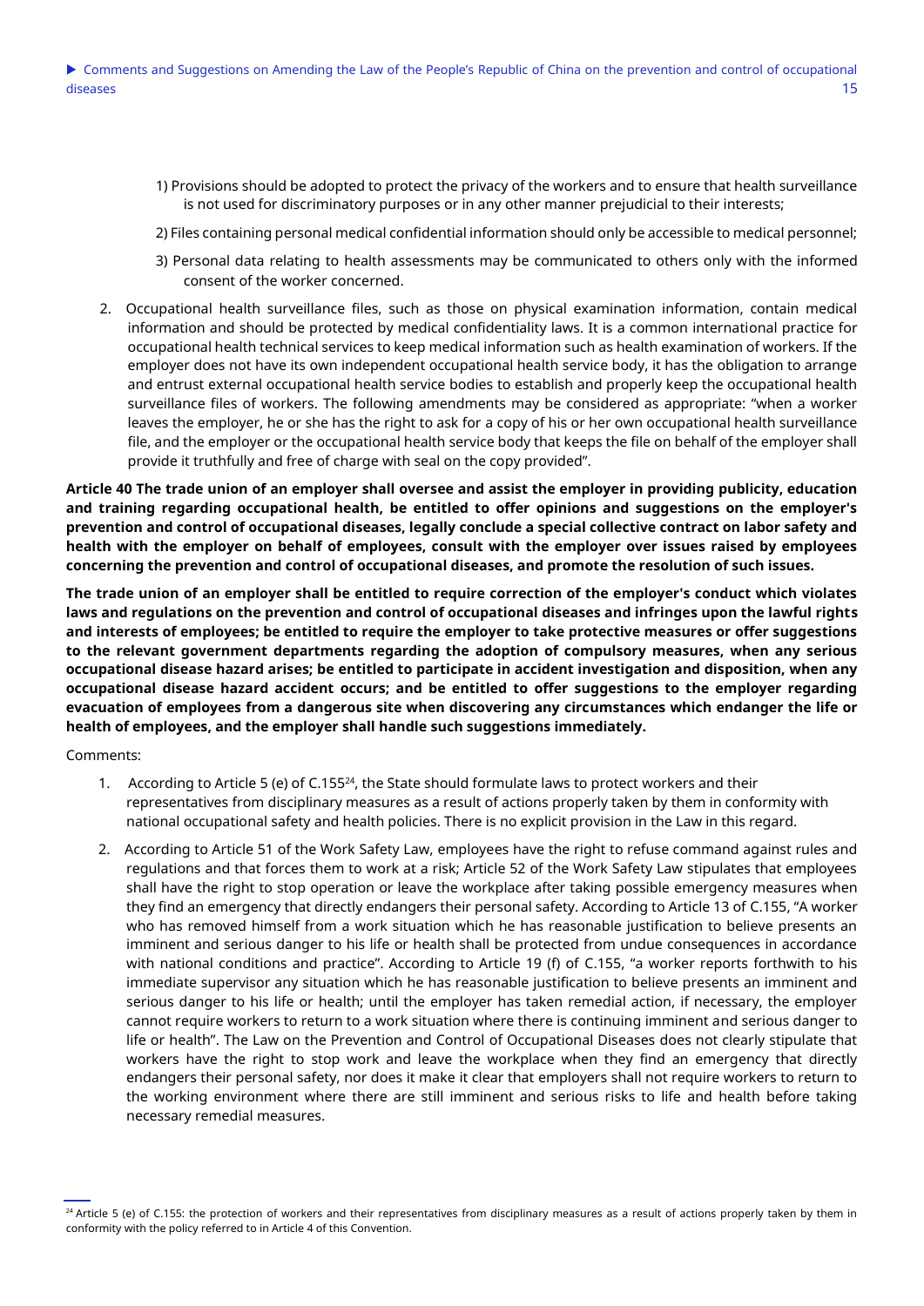1) Provisions should be adopted to protect the privacy of the workers and to ensure that health surveillance is not used for discriminatory purposes or in any other manner prejudicial to their interests;

2) Files containing personal medical confidential information should only be accessible to medical personnel;

3) Personal data relating to health assessments may be communicated to others only with the informed consent of the worker concerned.

2. Occupational health surveillance files, such as those on physical examination information, contain medical information and should be protected by medical confidentiality laws. It is a common international practice for occupational health technical services to keep medical information such as health examination of workers. If the employer does not have its own independent occupational health service body, it has the obligation to arrange and entrust external occupational health service bodies to establish and properly keep the occupational health surveillance files of workers. The following amendments may be considered as appropriate: "when a worker leaves the employer, he or she has the right to ask for a copy of his or her own occupational health surveillance file, and the employer or the occupational health service body that keeps the file on behalf of the employer shall provide it truthfully and free of charge with seal on the copy provided".

**Article 40 The trade union of an employer shall oversee and assist the employer in providing publicity, education and training regarding occupational health, be entitled to offer opinions and suggestions on the employer's prevention and control of occupational diseases, legally conclude a special collective contract on labor safety and health with the employer on behalf of employees, consult with the employer over issues raised by employees concerning the prevention and control of occupational diseases, and promote the resolution of such issues.**

**The trade union of an employer shall be entitled to require correction of the employer's conduct which violates laws and regulations on the prevention and control of occupational diseases and infringes upon the lawful rights and interests of employees; be entitled to require the employer to take protective measures or offer suggestions to the relevant government departments regarding the adoption of compulsory measures, when any serious occupational disease hazard arises; be entitled to participate in accident investigation and disposition, when any occupational disease hazard accident occurs; and be entitled to offer suggestions to the employer regarding evacuation of employees from a dangerous site when discovering any circumstances which endanger the life or health of employees, and the employer shall handle such suggestions immediately.**

Comments:

1. According to Article 5 (e) of C.155[24], the State should formulate laws to protect workers and their representatives from disciplinary measures as a result of actions properly taken by them in conformity with national occupational safety and health policies. There is no explicit provision in the Law in this regard.

2. According to Article 51 of the Work Safety Law, employees have the right to refuse command against rules and regulations and that forces them to work at a risk; Article 52 of the Work Safety Law stipulates that employees shall have the right to stop operation or leave the workplace after taking possible emergency measures when they find an emergency that directly endangers their personal safety. According to Article 13 of C.155, "A worker who has removed himself from a work situation which he has reasonable justification to believe presents an imminent and serious danger to his life or health shall be protected from undue consequences in accordance with national conditions and practice". According to Article 19 (f) of C.155, "a worker reports forthwith to his immediate supervisor any situation which he has reasonable justification to believe presents an imminent and serious danger to his life or health; until the employer has taken remedial action, if necessary, the employer cannot require workers to return to a work situation where there is continuing imminent and serious danger to life or health". The Law on the Prevention and Control of Occupational Diseases does not clearly stipulate that workers have the right to stop work and leave the workplace when they find an emergency that directly endangers their personal safety, nor does it make it clear that employers shall not require workers to return to the working environment where there are still imminent and serious risks to life and health before taking necessary remedial measures.

[24] Article 5 (e) of C.155: the protection of workers and their representatives from disciplinary measures as a result of actions properly taken by them in conformity with the policy referred to in Article 4 of this Convention.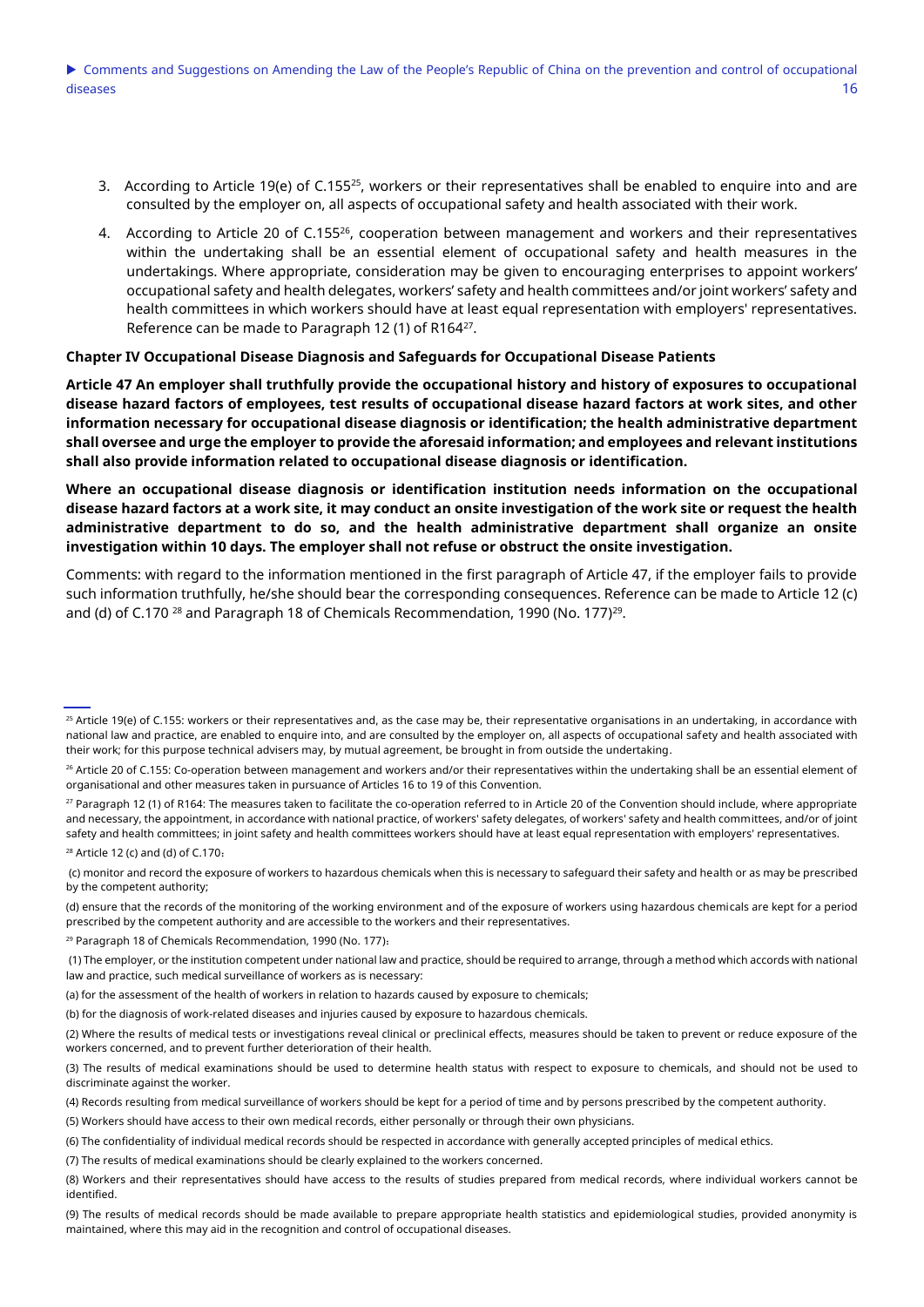3. According to Article 19(e) of C.155[25], workers or their representatives shall be enabled to enquire into and are consulted by the employer on, all aspects of occupational safety and health associated with their work.

4. According to Article 20 of C.155[26], cooperation between management and workers and their representatives within the undertaking shall be an essential element of occupational safety and health measures in the undertakings. Where appropriate, consideration may be given to encouraging enterprises to appoint workers' occupational safety and health delegates, workers' safety and health committees and/or joint workers' safety and health committees in which workers should have at least equal representation with employers' representatives. Reference can be made to Paragraph 12 (1) of R164[27].

**Chapter IV Occupational Disease Diagnosis and Safeguards for Occupational Disease Patients**

**Article 47 An employer shall truthfully provide the occupational history and history of exposures to occupational disease hazard factors of employees, test results of occupational disease hazard factors at work sites, and other information necessary for occupational disease diagnosis or identification; the health administrative department shall oversee and urge the employer to provide the aforesaid information; and employees and relevant institutions shall also provide information related to occupational disease diagnosis or identification.**

**Where an occupational disease diagnosis or identification institution needs information on the occupational disease hazard factors at a work site, it may conduct an onsite investigation of the work site or request the health administrative department to do so, and the health administrative department shall organize an onsite investigation within 10 days. The employer shall not refuse or obstruct the onsite investigation.**

Comments: with regard to the information mentioned in the first paragraph of Article 47, if the employer fails to provide such information truthfully, he/she should bear the corresponding consequences. Reference can be made to Article 12 (c) and (d) of C.170 [28] and Paragraph 18 of Chemicals Recommendation, 1990 (No. 177)[29].

---

[25] Article 19(e) of C.155: workers or their representatives and, as the case may be, their representative organisations in an undertaking, in accordance with national law and practice, are enabled to enquire into, and are consulted by the employer on, all aspects of occupational safety and health associated with their work; for this purpose technical advisers may, by mutual agreement, be brought in from outside the undertaking.

[26] Article 20 of C.155: Co-operation between management and workers and/or their representatives within the undertaking shall be an essential element of organisational and other measures taken in pursuance of Articles 16 to 19 of this Convention.

[27] Paragraph 12 (1) of R164: The measures taken to facilitate the co-operation referred to in Article 20 of the Convention should include, where appropriate and necessary, the appointment, in accordance with national practice, of workers' safety delegates, of workers' safety and health committees, and/or of joint safety and health committees; in joint safety and health committees workers should have at least equal representation with employers' representatives.

[28] Article 12 (c) and (d) of C.170：

(c) monitor and record the exposure of workers to hazardous chemicals when this is necessary to safeguard their safety and health or as may be prescribed by the competent authority;

(d) ensure that the records of the monitoring of the working environment and of the exposure of workers using hazardous chemicals are kept for a period prescribed by the competent authority and are accessible to the workers and their representatives.

[29] Paragraph 18 of Chemicals Recommendation, 1990 (No. 177)：

(1) The employer, or the institution competent under national law and practice, should be required to arrange, through a method which accords with national law and practice, such medical surveillance of workers as is necessary:

(a) for the assessment of the health of workers in relation to hazards caused by exposure to chemicals;

(b) for the diagnosis of work-related diseases and injuries caused by exposure to hazardous chemicals.

(2) Where the results of medical tests or investigations reveal clinical or preclinical effects, measures should be taken to prevent or reduce exposure of the workers concerned, and to prevent further deterioration of their health.

(3) The results of medical examinations should be used to determine health status with respect to exposure to chemicals, and should not be used to discriminate against the worker.

(4) Records resulting from medical surveillance of workers should be kept for a period of time and by persons prescribed by the competent authority.

(5) Workers should have access to their own medical records, either personally or through their own physicians.

(6) The confidentiality of individual medical records should be respected in accordance with generally accepted principles of medical ethics.

(7) The results of medical examinations should be clearly explained to the workers concerned.

(8) Workers and their representatives should have access to the results of studies prepared from medical records, where individual workers cannot be identified.

(9) The results of medical records should be made available to prepare appropriate health statistics and epidemiological studies, provided anonymity is maintained, where this may aid in the recognition and control of occupational diseases.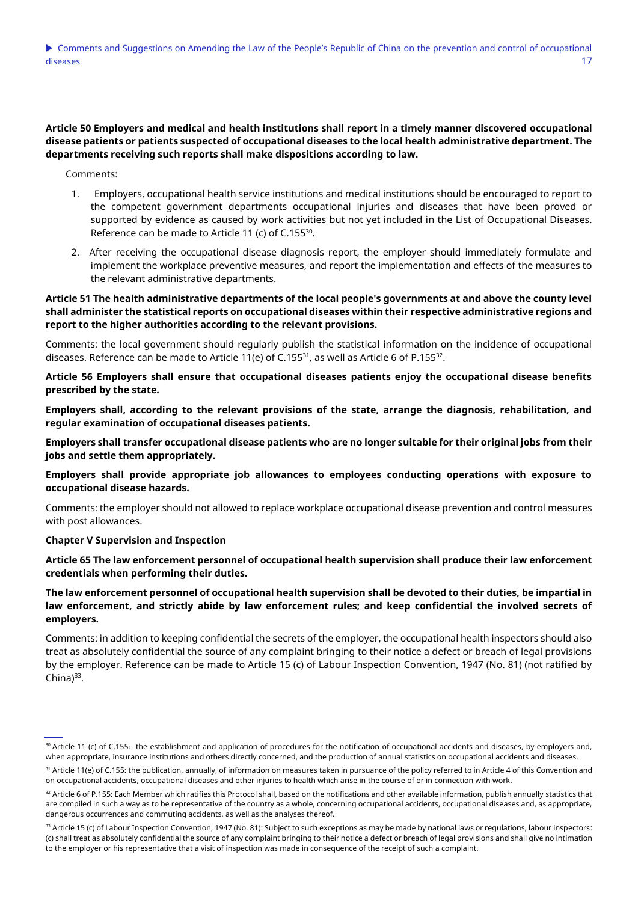**Article 50 Employers and medical and health institutions shall report in a timely manner discovered occupational disease patients or patients suspected of occupational diseases to the local health administrative department. The departments receiving such reports shall make dispositions according to law.**

Comments:

1. Employers, occupational health service institutions and medical institutions should be encouraged to report to the competent government departments occupational injuries and diseases that have been proved or supported by evidence as caused by work activities but not yet included in the List of Occupational Diseases. Reference can be made to Article 11 (c) of C.155[30].
2. After receiving the occupational disease diagnosis report, the employer should immediately formulate and implement the workplace preventive measures, and report the implementation and effects of the measures to the relevant administrative departments.

**Article 51 The health administrative departments of the local people's governments at and above the county level shall administer the statistical reports on occupational diseases within their respective administrative regions and report to the higher authorities according to the relevant provisions.**

Comments: the local government should regularly publish the statistical information on the incidence of occupational diseases. Reference can be made to Article 11(e) of C.155[31], as well as Article 6 of P.155[32].

**Article 56 Employers shall ensure that occupational diseases patients enjoy the occupational disease benefits prescribed by the state.**

**Employers shall, according to the relevant provisions of the state, arrange the diagnosis, rehabilitation, and regular examination of occupational diseases patients.**

**Employers shall transfer occupational disease patients who are no longer suitable for their original jobs from their jobs and settle them appropriately.**

**Employers shall provide appropriate job allowances to employees conducting operations with exposure to occupational disease hazards.**

Comments: the employer should not allowed to replace workplace occupational disease prevention and control measures with post allowances.

**Chapter V Supervision and Inspection**

**Article 65 The law enforcement personnel of occupational health supervision shall produce their law enforcement credentials when performing their duties.**

**The law enforcement personnel of occupational health supervision shall be devoted to their duties, be impartial in law enforcement, and strictly abide by law enforcement rules; and keep confidential the involved secrets of employers.**

Comments: in addition to keeping confidential the secrets of the employer, the occupational health inspectors should also treat as absolutely confidential the source of any complaint bringing to their notice a defect or breach of legal provisions by the employer. Reference can be made to Article 15 (c) of Labour Inspection Convention, 1947 (No. 81) (not ratified by China)[33].

---

[30] Article 11 (c) of C.155：the establishment and application of procedures for the notification of occupational accidents and diseases, by employers and, when appropriate, insurance institutions and others directly concerned, and the production of annual statistics on occupational accidents and diseases.

[31] Article 11(e) of C.155: the publication, annually, of information on measures taken in pursuance of the policy referred to in Article 4 of this Convention and on occupational accidents, occupational diseases and other injuries to health which arise in the course of or in connection with work.

[32] Article 6 of P.155: Each Member which ratifies this Protocol shall, based on the notifications and other available information, publish annually statistics that are compiled in such a way as to be representative of the country as a whole, concerning occupational accidents, occupational diseases and, as appropriate, dangerous occurrences and commuting accidents, as well as the analyses thereof.

[33] Article 15 (c) of Labour Inspection Convention, 1947 (No. 81): Subject to such exceptions as may be made by national laws or regulations, labour inspectors: (c) shall treat as absolutely confidential the source of any complaint bringing to their notice a defect or breach of legal provisions and shall give no intimation to the employer or his representative that a visit of inspection was made in consequence of the receipt of such a complaint.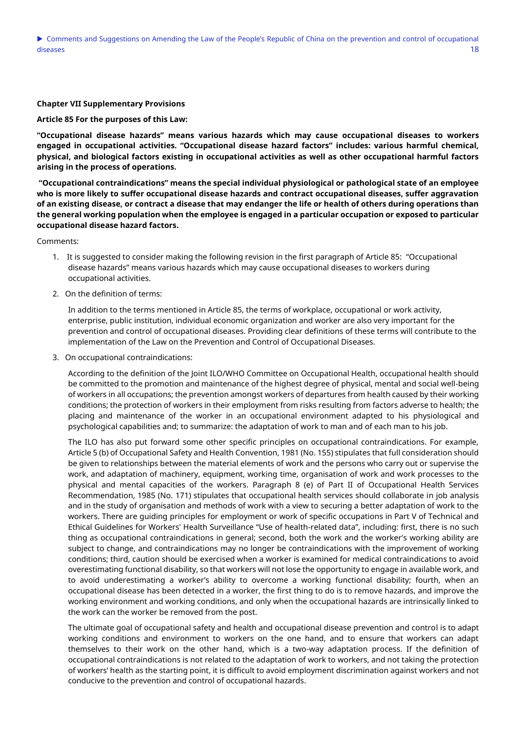**Chapter VII Supplementary Provisions**

**Article 85 For the purposes of this Law:**

**"Occupational disease hazards" means various hazards which may cause occupational diseases to workers engaged in occupational activities. "Occupational disease hazard factors" includes: various harmful chemical, physical, and biological factors existing in occupational activities as well as other occupational harmful factors arising in the process of operations.**

**"Occupational contraindications" means the special individual physiological or pathological state of an employee who is more likely to suffer occupational disease hazards and contract occupational diseases, suffer aggravation of an existing disease, or contract a disease that may endanger the life or health of others during operations than the general working population when the employee is engaged in a particular occupation or exposed to particular occupational disease hazard factors.**

Comments:

1. It is suggested to consider making the following revision in the first paragraph of Article 85: "Occupational disease hazards" means various hazards which may cause occupational diseases to workers during occupational activities.

2. On the definition of terms:

   In addition to the terms mentioned in Article 85, the terms of workplace, occupational or work activity, enterprise, public institution, individual economic organization and worker are also very important for the prevention and control of occupational diseases. Providing clear definitions of these terms will contribute to the implementation of the Law on the Prevention and Control of Occupational Diseases.

3. On occupational contraindications:

   According to the definition of the Joint ILO/WHO Committee on Occupational Health, occupational health should be committed to the promotion and maintenance of the highest degree of physical, mental and social well-being of workers in all occupations; the prevention amongst workers of departures from health caused by their working conditions; the protection of workers in their employment from risks resulting from factors adverse to health; the placing and maintenance of the worker in an occupational environment adapted to his physiological and psychological capabilities and; to summarize: the adaptation of work to man and of each man to his job.

   The ILO has also put forward some other specific principles on occupational contraindications. For example, Article 5 (b) of Occupational Safety and Health Convention, 1981 (No. 155) stipulates that full consideration should be given to relationships between the material elements of work and the persons who carry out or supervise the work, and adaptation of machinery, equipment, working time, organisation of work and work processes to the physical and mental capacities of the workers. Paragraph 8 (e) of Part II of Occupational Health Services Recommendation, 1985 (No. 171) stipulates that occupational health services should collaborate in job analysis and in the study of organisation and methods of work with a view to securing a better adaptation of work to the workers. There are guiding principles for employment or work of specific occupations in Part V of Technical and Ethical Guidelines for Workers' Health Surveillance "Use of health-related data", including: first, there is no such thing as occupational contraindications in general; second, both the work and the worker's working ability are subject to change, and contraindications may no longer be contraindications with the improvement of working conditions; third, caution should be exercised when a worker is examined for medical contraindications to avoid overestimating functional disability, so that workers will not lose the opportunity to engage in available work, and to avoid underestimating a worker's ability to overcome a working functional disability; fourth, when an occupational disease has been detected in a worker, the first thing to do is to remove hazards, and improve the working environment and working conditions, and only when the occupational hazards are intrinsically linked to the work can the worker be removed from the post.

   The ultimate goal of occupational safety and health and occupational disease prevention and control is to adapt working conditions and environment to workers on the one hand, and to ensure that workers can adapt themselves to their work on the other hand, which is a two-way adaptation process. If the definition of occupational contraindications is not related to the adaptation of work to workers, and not taking the protection of workers' health as the starting point, it is difficult to avoid employment discrimination against workers and not conducive to the prevention and control of occupational hazards.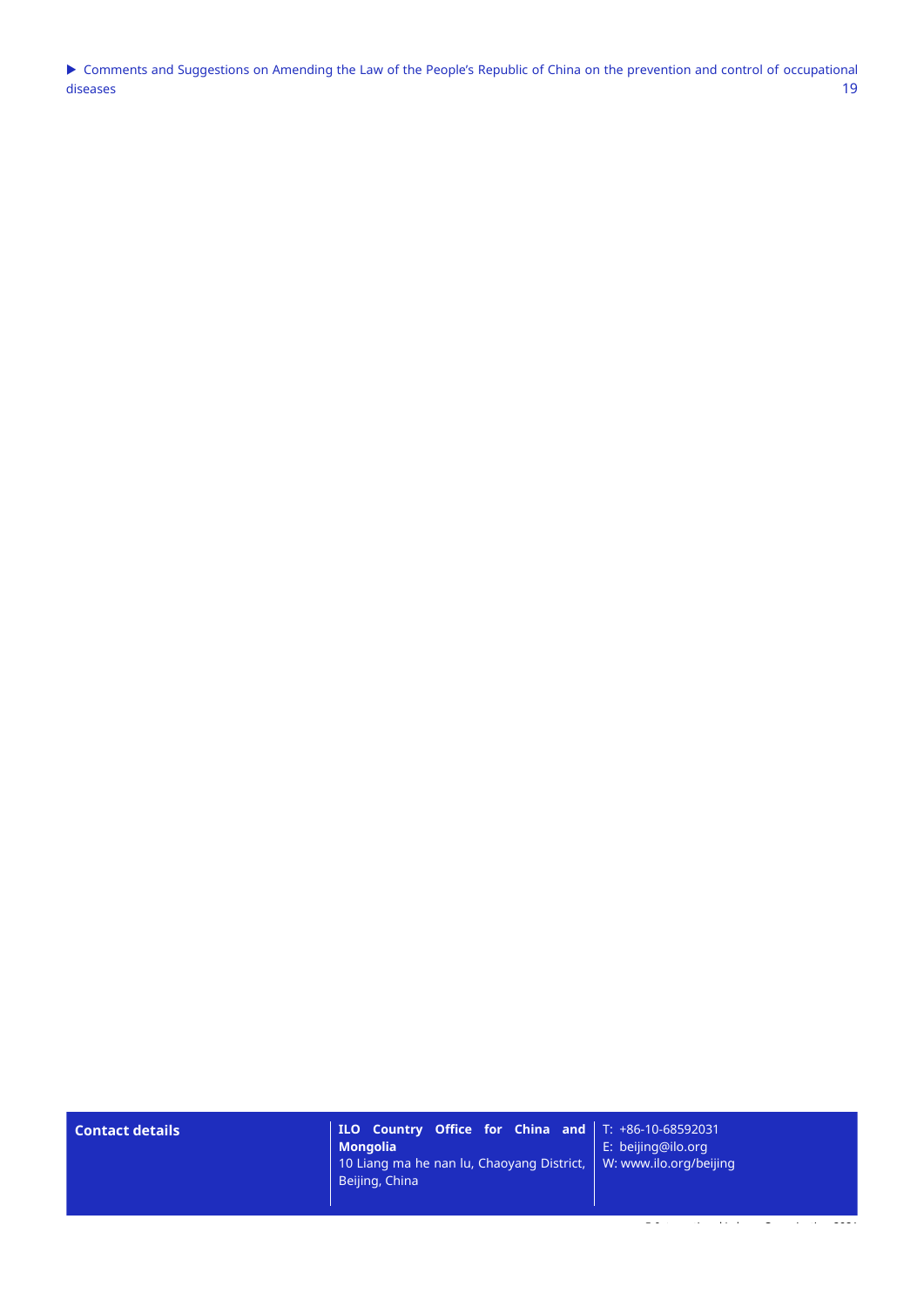| Contact details | **ILO Country Office for China and Mongolia**<br>10 Liang ma he nan lu, Chaoyang District, Beijing, China | T: +86-10-68592031<br>E: beijing@ilo.org<br>W: www.ilo.org/beijing |
| --- | --- | --- |